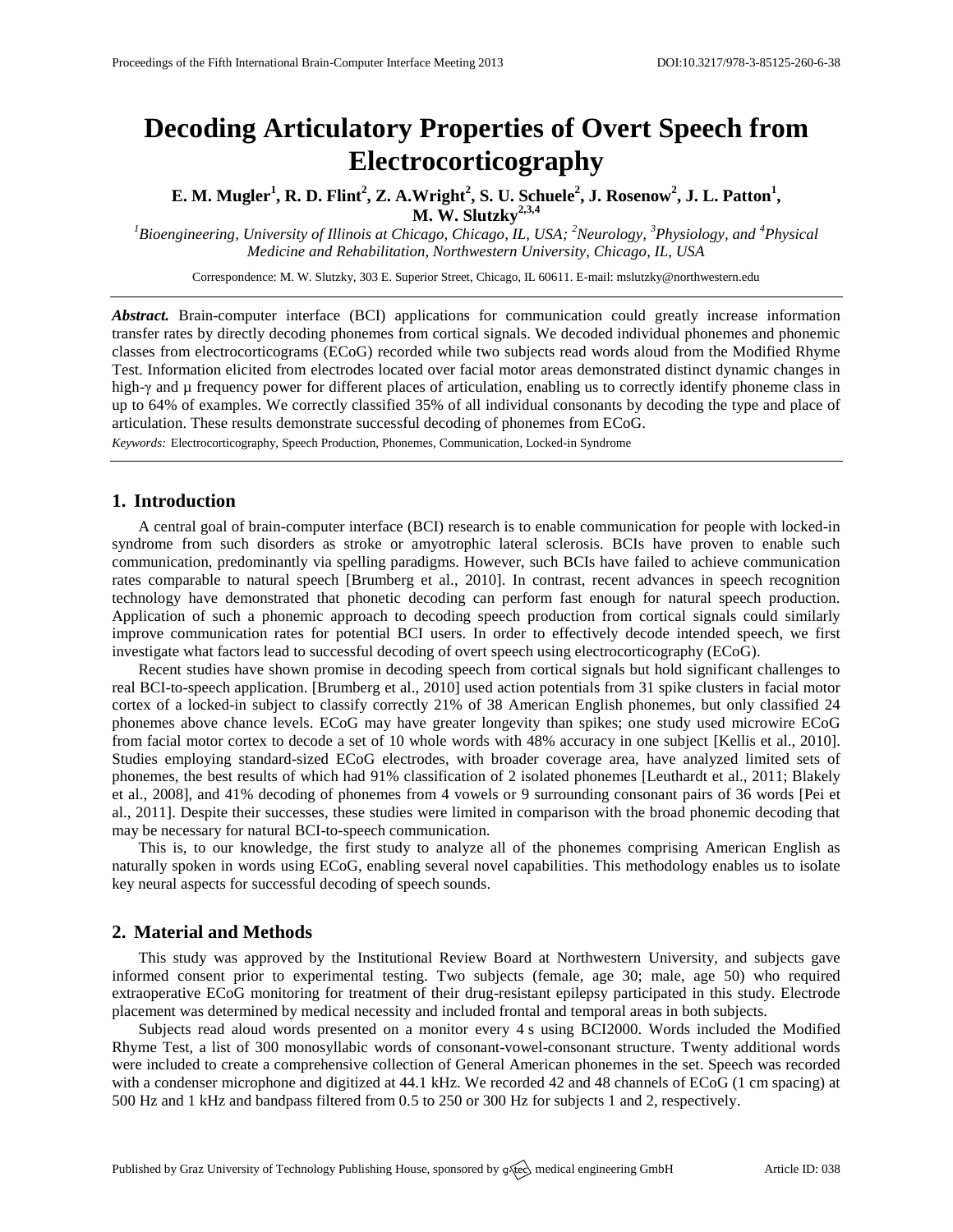# Decoding Articulatory Properties of Overt Speech from Electrocorticography

**E. M. Mugler[1], R. D. Flint[2], Z. A.Wright[2], S. U. Schuele[2], J. Rosenow[2], J. L. Patton[1], M. W. Slutzky[2,3,4]**

*[1]Bioengineering, University of Illinois at Chicago, Chicago, IL, USA; [2]Neurology, [3]Physiology, and [4]Physical Medicine and Rehabilitation, Northwestern University, Chicago, IL, USA*

Correspondence: M. W. Slutzky, 303 E. Superior Street, Chicago, IL 60611. E-mail: mslutzky@northwestern.edu

***Abstract.*** Brain-computer interface (BCI) applications for communication could greatly increase information transfer rates by directly decoding phonemes from cortical signals. We decoded individual phonemes and phonemic classes from electrocorticograms (ECoG) recorded while two subjects read words aloud from the Modified Rhyme Test. Information elicited from electrodes located over facial motor areas demonstrated distinct dynamic changes in high-γ and μ frequency power for different places of articulation, enabling us to correctly identify phoneme class in up to 64% of examples. We correctly classified 35% of all individual consonants by decoding the type and place of articulation. These results demonstrate successful decoding of phonemes from ECoG.

*Keywords:* Electrocorticography, Speech Production, Phonemes, Communication, Locked-in Syndrome

## 1. Introduction

A central goal of brain-computer interface (BCI) research is to enable communication for people with locked-in syndrome from such disorders as stroke or amyotrophic lateral sclerosis. BCIs have proven to enable such communication, predominantly via spelling paradigms. However, such BCIs have failed to achieve communication rates comparable to natural speech [Brumberg et al., 2010]. In contrast, recent advances in speech recognition technology have demonstrated that phonetic decoding can perform fast enough for natural speech production. Application of such a phonemic approach to decoding speech production from cortical signals could similarly improve communication rates for potential BCI users. In order to effectively decode intended speech, we first investigate what factors lead to successful decoding of overt speech using electrocorticography (ECoG).

Recent studies have shown promise in decoding speech from cortical signals but hold significant challenges to real BCI-to-speech application. [Brumberg et al., 2010] used action potentials from 31 spike clusters in facial motor cortex of a locked-in subject to classify correctly 21% of 38 American English phonemes, but only classified 24 phonemes above chance levels. ECoG may have greater longevity than spikes; one study used microwire ECoG from facial motor cortex to decode a set of 10 whole words with 48% accuracy in one subject [Kellis et al., 2010]. Studies employing standard-sized ECoG electrodes, with broader coverage area, have analyzed limited sets of phonemes, the best results of which had 91% classification of 2 isolated phonemes [Leuthardt et al., 2011; Blakely et al., 2008], and 41% decoding of phonemes from 4 vowels or 9 surrounding consonant pairs of 36 words [Pei et al., 2011]. Despite their successes, these studies were limited in comparison with the broad phonemic decoding that may be necessary for natural BCI-to-speech communication.

This is, to our knowledge, the first study to analyze all of the phonemes comprising American English as naturally spoken in words using ECoG, enabling several novel capabilities. This methodology enables us to isolate key neural aspects for successful decoding of speech sounds.

## 2. Material and Methods

This study was approved by the Institutional Review Board at Northwestern University, and subjects gave informed consent prior to experimental testing. Two subjects (female, age 30; male, age 50) who required extraoperative ECoG monitoring for treatment of their drug-resistant epilepsy participated in this study. Electrode placement was determined by medical necessity and included frontal and temporal areas in both subjects.

Subjects read aloud words presented on a monitor every 4 s using BCI2000. Words included the Modified Rhyme Test, a list of 300 monosyllabic words of consonant-vowel-consonant structure. Twenty additional words were included to create a comprehensive collection of General American phonemes in the set. Speech was recorded with a condenser microphone and digitized at 44.1 kHz. We recorded 42 and 48 channels of ECoG (1 cm spacing) at 500 Hz and 1 kHz and bandpass filtered from 0.5 to 250 or 300 Hz for subjects 1 and 2, respectively.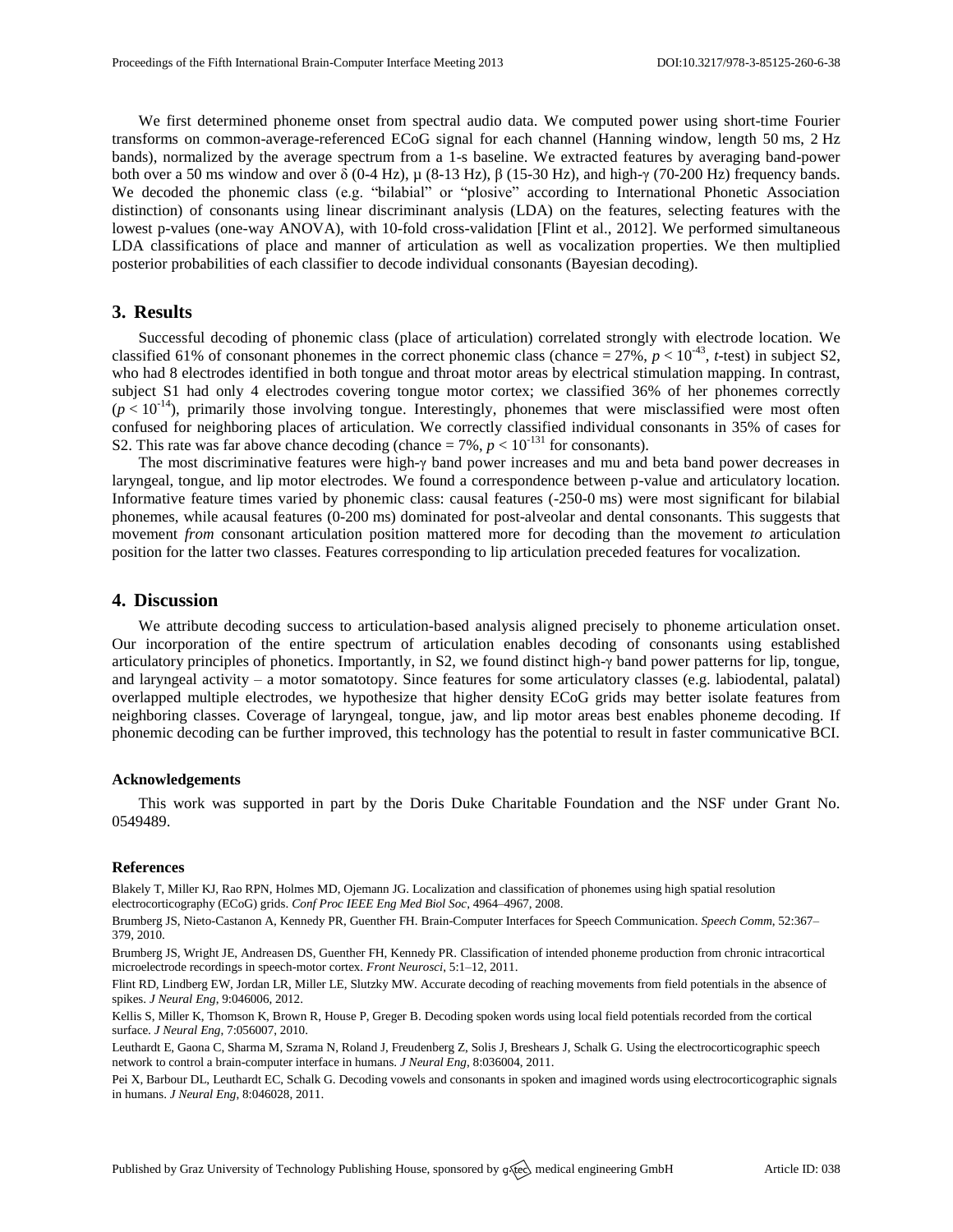We first determined phoneme onset from spectral audio data. We computed power using short-time Fourier transforms on common-average-referenced ECoG signal for each channel (Hanning window, length 50 ms, 2 Hz bands), normalized by the average spectrum from a 1-s baseline. We extracted features by averaging band-power both over a 50 ms window and over δ (0-4 Hz), μ (8-13 Hz), β (15-30 Hz), and high-γ (70-200 Hz) frequency bands. We decoded the phonemic class (e.g. "bilabial" or "plosive" according to International Phonetic Association distinction) of consonants using linear discriminant analysis (LDA) on the features, selecting features with the lowest p-values (one-way ANOVA), with 10-fold cross-validation [Flint et al., 2012]. We performed simultaneous LDA classifications of place and manner of articulation as well as vocalization properties. We then multiplied posterior probabilities of each classifier to decode individual consonants (Bayesian decoding).

## 3. Results

Successful decoding of phonemic class (place of articulation) correlated strongly with electrode location. We classified 61% of consonant phonemes in the correct phonemic class (chance = 27%, $p < 10^{-43}$, *t*-test) in subject S2, who had 8 electrodes identified in both tongue and throat motor areas by electrical stimulation mapping. In contrast, subject S1 had only 4 electrodes covering tongue motor cortex; we classified 36% of her phonemes correctly ($p < 10^{-14}$), primarily those involving tongue. Interestingly, phonemes that were misclassified were most often confused for neighboring places of articulation. We correctly classified individual consonants in 35% of cases for S2. This rate was far above chance decoding (chance = 7%, $p < 10^{-131}$ for consonants).

The most discriminative features were high-γ band power increases and mu and beta band power decreases in laryngeal, tongue, and lip motor electrodes. We found a correspondence between p-value and articulatory location. Informative feature times varied by phonemic class: causal features (-250-0 ms) were most significant for bilabial phonemes, while acausal features (0-200 ms) dominated for post-alveolar and dental consonants. This suggests that movement *from* consonant articulation position mattered more for decoding than the movement *to* articulation position for the latter two classes. Features corresponding to lip articulation preceded features for vocalization.

## 4. Discussion

We attribute decoding success to articulation-based analysis aligned precisely to phoneme articulation onset. Our incorporation of the entire spectrum of articulation enables decoding of consonants using established articulatory principles of phonetics. Importantly, in S2, we found distinct high-γ band power patterns for lip, tongue, and laryngeal activity – a motor somatotopy. Since features for some articulatory classes (e.g. labiodental, palatal) overlapped multiple electrodes, we hypothesize that higher density ECoG grids may better isolate features from neighboring classes. Coverage of laryngeal, tongue, jaw, and lip motor areas best enables phoneme decoding. If phonemic decoding can be further improved, this technology has the potential to result in faster communicative BCI.

#### Acknowledgements

This work was supported in part by the Doris Duke Charitable Foundation and the NSF under Grant No. 0549489.

#### References

Blakely T, Miller KJ, Rao RPN, Holmes MD, Ojemann JG. Localization and classification of phonemes using high spatial resolution electrocorticography (ECoG) grids. *Conf Proc IEEE Eng Med Biol Soc*, 4964–4967, 2008.

Brumberg JS, Nieto-Castanon A, Kennedy PR, Guenther FH. Brain-Computer Interfaces for Speech Communication. *Speech Comm*, 52:367–379, 2010.

Brumberg JS, Wright JE, Andreasen DS, Guenther FH, Kennedy PR. Classification of intended phoneme production from chronic intracortical microelectrode recordings in speech-motor cortex. *Front Neurosci*, 5:1–12, 2011.

Flint RD, Lindberg EW, Jordan LR, Miller LE, Slutzky MW. Accurate decoding of reaching movements from field potentials in the absence of spikes. *J Neural Eng*, 9:046006, 2012.

Kellis S, Miller K, Thomson K, Brown R, House P, Greger B. Decoding spoken words using local field potentials recorded from the cortical surface. *J Neural Eng*, 7:056007, 2010.

Leuthardt E, Gaona C, Sharma M, Szrama N, Roland J, Freudenberg Z, Solis J, Breshears J, Schalk G. Using the electrocorticographic speech network to control a brain-computer interface in humans. *J Neural Eng*, 8:036004, 2011.

Pei X, Barbour DL, Leuthardt EC, Schalk G. Decoding vowels and consonants in spoken and imagined words using electrocorticographic signals in humans. *J Neural Eng*, 8:046028, 2011.